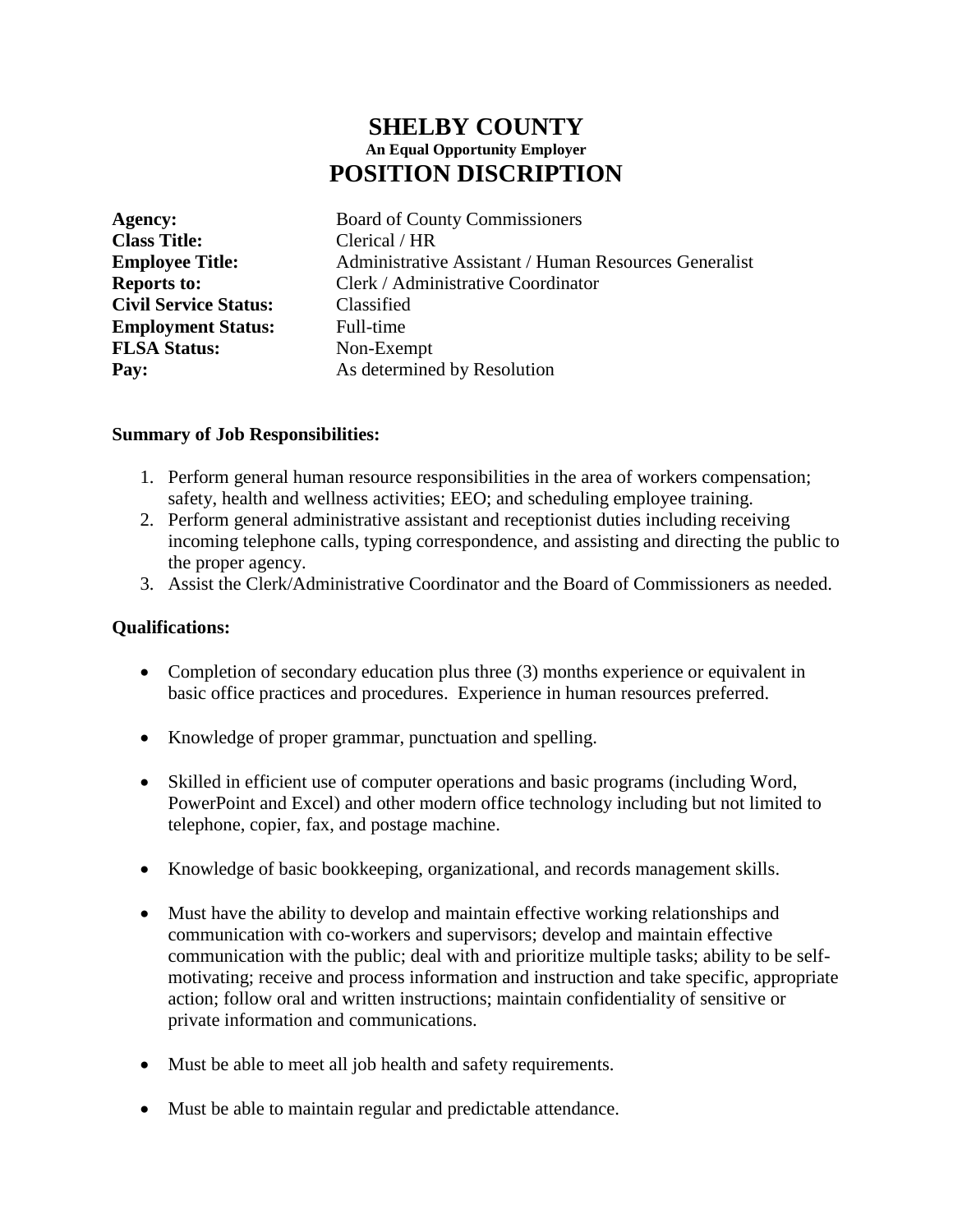# SHELBY COUNTY

**An Equal Opportunity Employer**

# POSITION DISCRIPTION

| | |
|---|---|
| **Agency:** | Board of County Commissioners |
| **Class Title:** | Clerical / HR |
| **Employee Title:** | Administrative Assistant / Human Resources Generalist |
| **Reports to:** | Clerk / Administrative Coordinator |
| **Civil Service Status:** | Classified |
| **Employment Status:** | Full-time |
| **FLSA Status:** | Non-Exempt |
| **Pay:** | As determined by Resolution |

**Summary of Job Responsibilities:**

1. Perform general human resource responsibilities in the area of workers compensation; safety, health and wellness activities; EEO; and scheduling employee training.
2. Perform general administrative assistant and receptionist duties including receiving incoming telephone calls, typing correspondence, and assisting and directing the public to the proper agency.
3. Assist the Clerk/Administrative Coordinator and the Board of Commissioners as needed.

**Qualifications:**

- Completion of secondary education plus three (3) months experience or equivalent in basic office practices and procedures. Experience in human resources preferred.
- Knowledge of proper grammar, punctuation and spelling.
- Skilled in efficient use of computer operations and basic programs (including Word, PowerPoint and Excel) and other modern office technology including but not limited to telephone, copier, fax, and postage machine.
- Knowledge of basic bookkeeping, organizational, and records management skills.
- Must have the ability to develop and maintain effective working relationships and communication with co-workers and supervisors; develop and maintain effective communication with the public; deal with and prioritize multiple tasks; ability to be self-motivating; receive and process information and instruction and take specific, appropriate action; follow oral and written instructions; maintain confidentiality of sensitive or private information and communications.
- Must be able to meet all job health and safety requirements.
- Must be able to maintain regular and predictable attendance.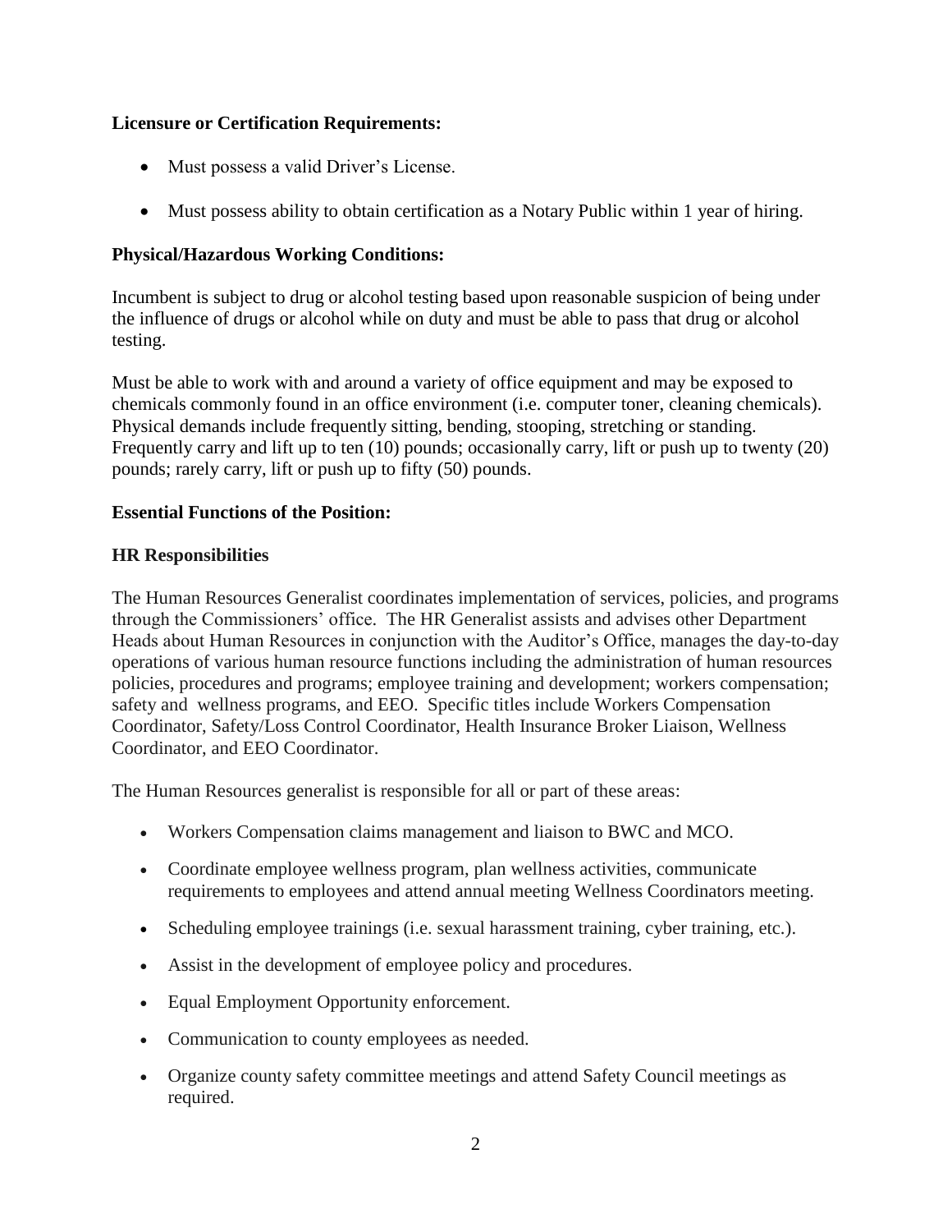**Licensure or Certification Requirements:**

- Must possess a valid Driver's License.
- Must possess ability to obtain certification as a Notary Public within 1 year of hiring.

**Physical/Hazardous Working Conditions:**

Incumbent is subject to drug or alcohol testing based upon reasonable suspicion of being under the influence of drugs or alcohol while on duty and must be able to pass that drug or alcohol testing.

Must be able to work with and around a variety of office equipment and may be exposed to chemicals commonly found in an office environment (i.e. computer toner, cleaning chemicals). Physical demands include frequently sitting, bending, stooping, stretching or standing. Frequently carry and lift up to ten (10) pounds; occasionally carry, lift or push up to twenty (20) pounds; rarely carry, lift or push up to fifty (50) pounds.

**Essential Functions of the Position:**

**HR Responsibilities**

The Human Resources Generalist coordinates implementation of services, policies, and programs through the Commissioners' office. The HR Generalist assists and advises other Department Heads about Human Resources in conjunction with the Auditor's Office, manages the day-to-day operations of various human resource functions including the administration of human resources policies, procedures and programs; employee training and development; workers compensation; safety and wellness programs, and EEO. Specific titles include Workers Compensation Coordinator, Safety/Loss Control Coordinator, Health Insurance Broker Liaison, Wellness Coordinator, and EEO Coordinator.

The Human Resources generalist is responsible for all or part of these areas:

- Workers Compensation claims management and liaison to BWC and MCO.
- Coordinate employee wellness program, plan wellness activities, communicate requirements to employees and attend annual meeting Wellness Coordinators meeting.
- Scheduling employee trainings (i.e. sexual harassment training, cyber training, etc.).
- Assist in the development of employee policy and procedures.
- Equal Employment Opportunity enforcement.
- Communication to county employees as needed.
- Organize county safety committee meetings and attend Safety Council meetings as required.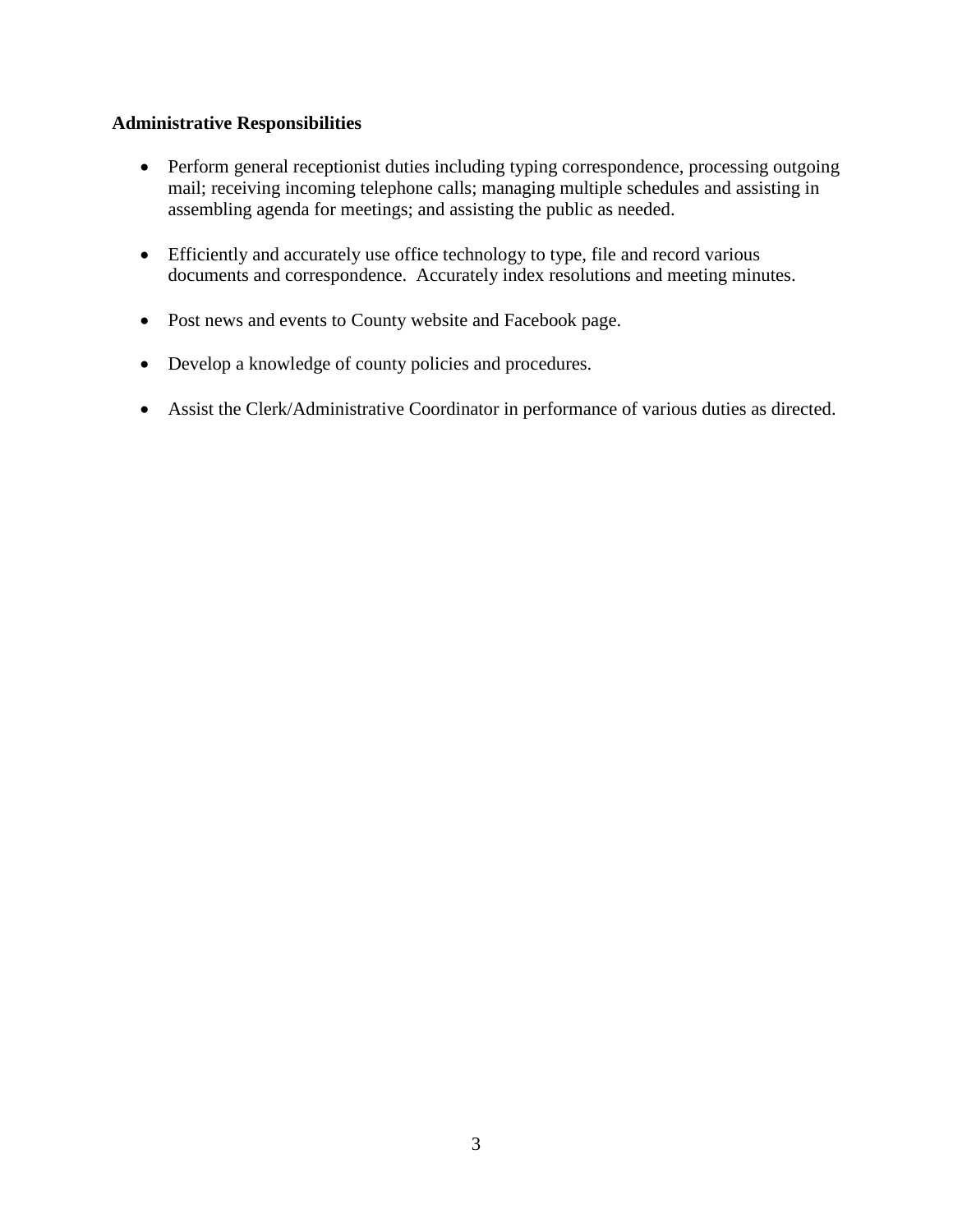**Administrative Responsibilities**

- Perform general receptionist duties including typing correspondence, processing outgoing mail; receiving incoming telephone calls; managing multiple schedules and assisting in assembling agenda for meetings; and assisting the public as needed.

- Efficiently and accurately use office technology to type, file and record various documents and correspondence. Accurately index resolutions and meeting minutes.

- Post news and events to County website and Facebook page.

- Develop a knowledge of county policies and procedures.

- Assist the Clerk/Administrative Coordinator in performance of various duties as directed.